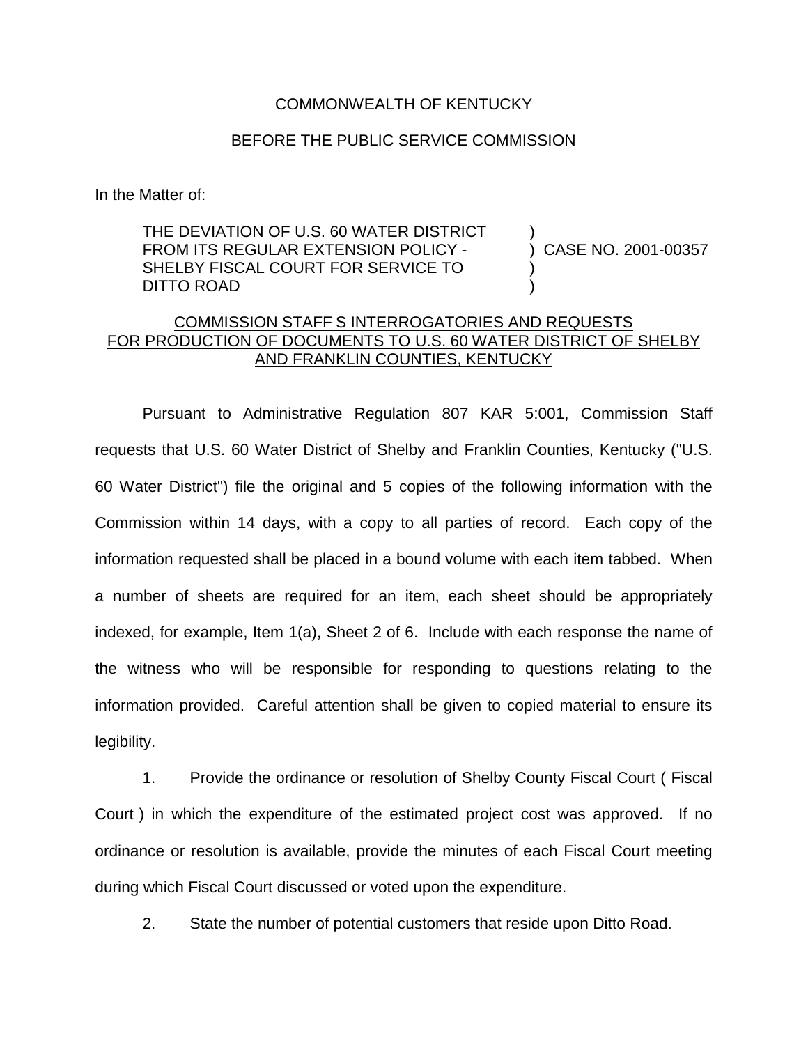COMMONWEALTH OF KENTUCKY

BEFORE THE PUBLIC SERVICE COMMISSION

In the Matter of:

| | | |
|---|---|---|
| THE DEVIATION OF U.S. 60 WATER DISTRICT FROM ITS REGULAR EXTENSION POLICY - SHELBY FISCAL COURT FOR SERVICE TO DITTO ROAD | ) ) ) ) | CASE NO. 2001-00357 |

COMMISSION STAFF S INTERROGATORIES AND REQUESTS FOR PRODUCTION OF DOCUMENTS TO U.S. 60 WATER DISTRICT OF SHELBY AND FRANKLIN COUNTIES, KENTUCKY

Pursuant to Administrative Regulation 807 KAR 5:001, Commission Staff requests that U.S. 60 Water District of Shelby and Franklin Counties, Kentucky ("U.S. 60 Water District") file the original and 5 copies of the following information with the Commission within 14 days, with a copy to all parties of record. Each copy of the information requested shall be placed in a bound volume with each item tabbed. When a number of sheets are required for an item, each sheet should be appropriately indexed, for example, Item 1(a), Sheet 2 of 6. Include with each response the name of the witness who will be responsible for responding to questions relating to the information provided. Careful attention shall be given to copied material to ensure its legibility.

1. Provide the ordinance or resolution of Shelby County Fiscal Court ( Fiscal Court ) in which the expenditure of the estimated project cost was approved. If no ordinance or resolution is available, provide the minutes of each Fiscal Court meeting during which Fiscal Court discussed or voted upon the expenditure.

2. State the number of potential customers that reside upon Ditto Road.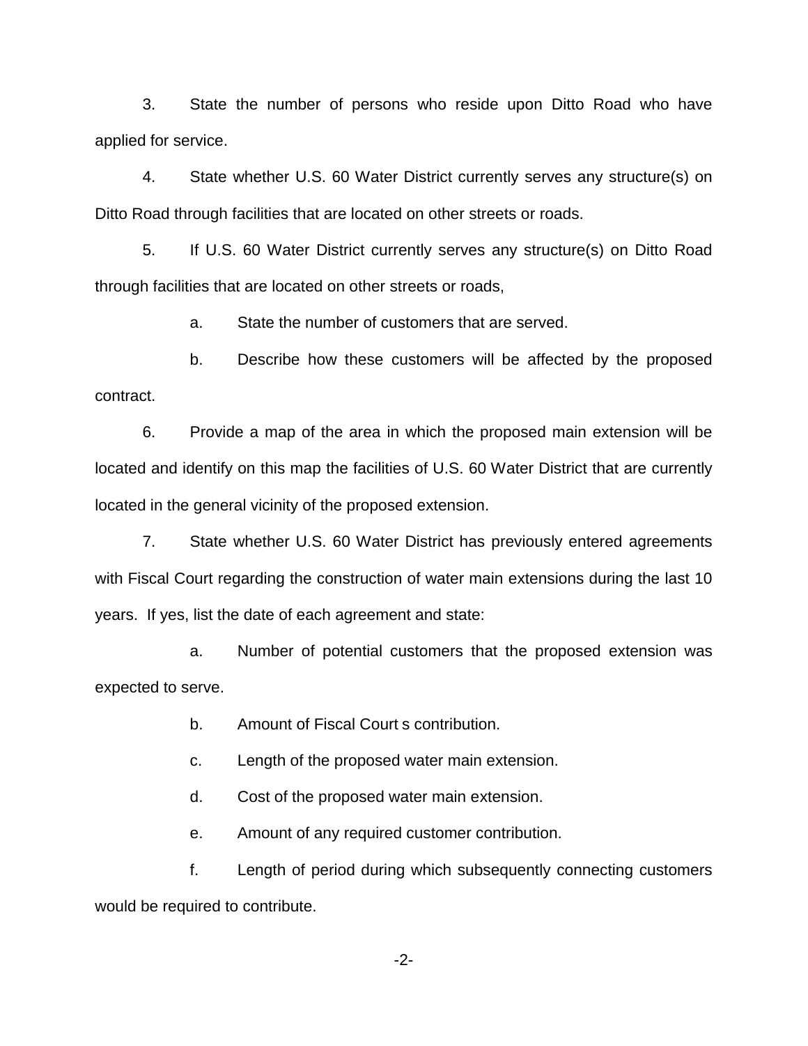3. State the number of persons who reside upon Ditto Road who have applied for service.

4. State whether U.S. 60 Water District currently serves any structure(s) on Ditto Road through facilities that are located on other streets or roads.

5. If U.S. 60 Water District currently serves any structure(s) on Ditto Road through facilities that are located on other streets or roads,

   a. State the number of customers that are served.

   b. Describe how these customers will be affected by the proposed contract.

6. Provide a map of the area in which the proposed main extension will be located and identify on this map the facilities of U.S. 60 Water District that are currently located in the general vicinity of the proposed extension.

7. State whether U.S. 60 Water District has previously entered agreements with Fiscal Court regarding the construction of water main extensions during the last 10 years. If yes, list the date of each agreement and state:

   a. Number of potential customers that the proposed extension was expected to serve.

   b. Amount of Fiscal Court s contribution.

   c. Length of the proposed water main extension.

   d. Cost of the proposed water main extension.

   e. Amount of any required customer contribution.

   f. Length of period during which subsequently connecting customers would be required to contribute.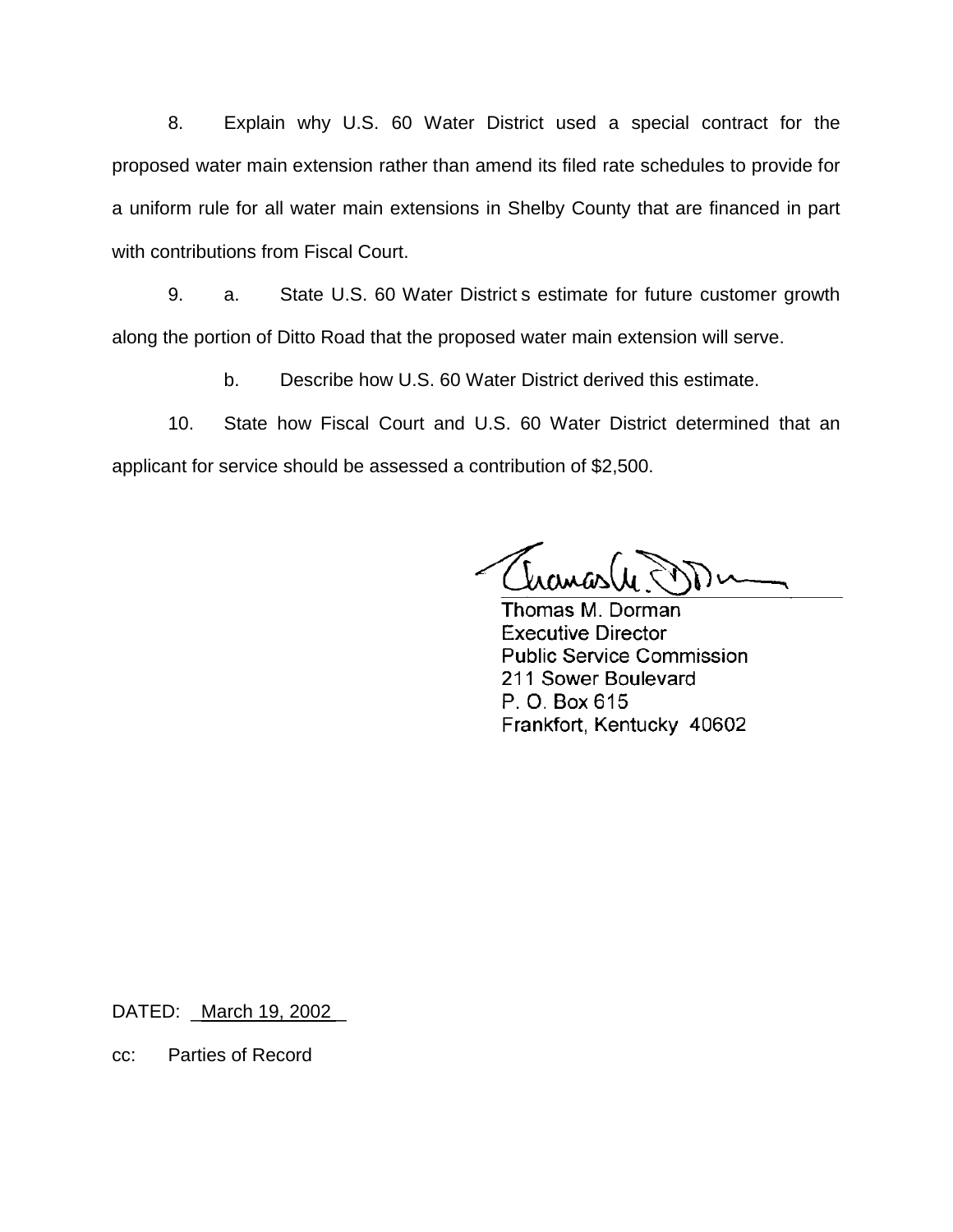8. Explain why U.S. 60 Water District used a special contract for the proposed water main extension rather than amend its filed rate schedules to provide for a uniform rule for all water main extensions in Shelby County that are financed in part with contributions from Fiscal Court.

9. a. State U.S. 60 Water District s estimate for future customer growth along the portion of Ditto Road that the proposed water main extension will serve.

b. Describe how U.S. 60 Water District derived this estimate.

10. State how Fiscal Court and U.S. 60 Water District determined that an applicant for service should be assessed a contribution of $2,500.

Thomas M. Dorman
Executive Director
Public Service Commission
211 Sower Boulevard
P. O. Box 615
Frankfort, Kentucky 40602

DATED: March 19, 2002

cc: Parties of Record